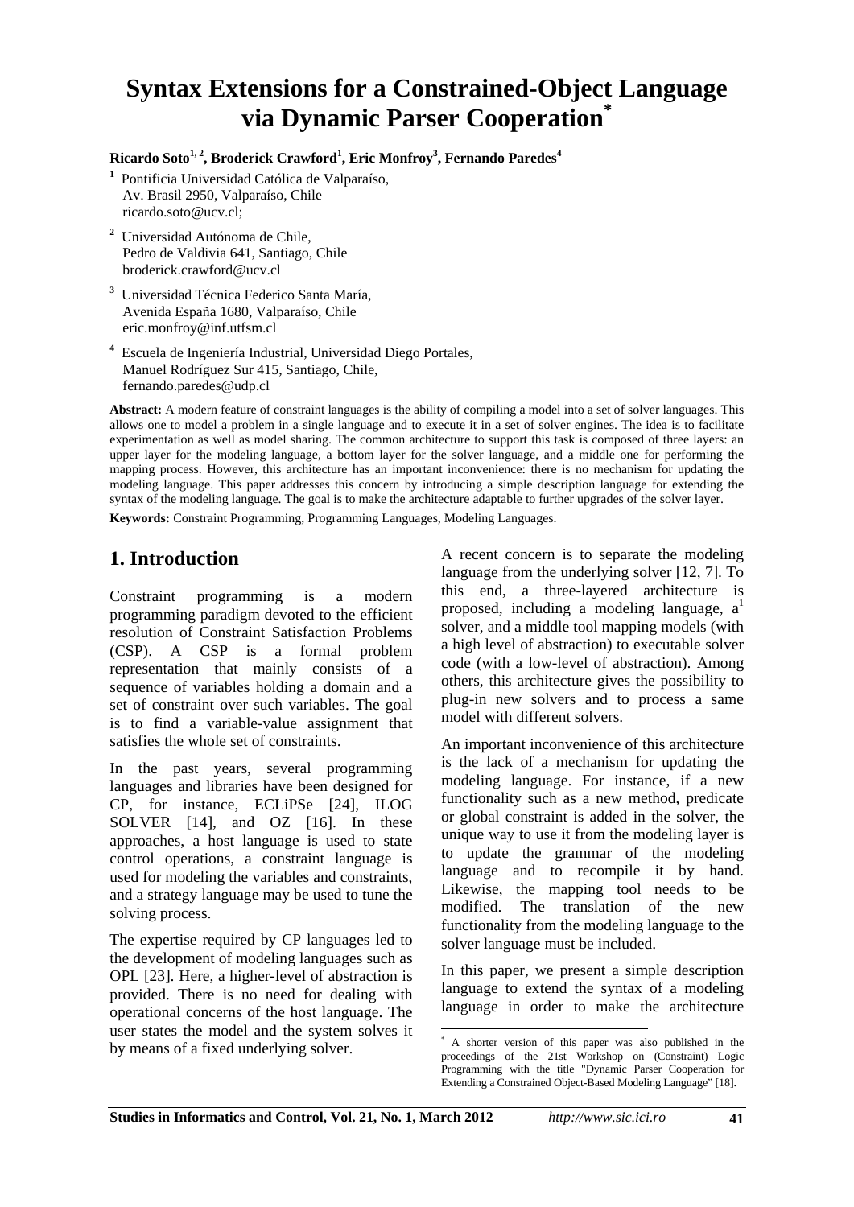# Syntax Extensions for a Constrained-Object Language via Dynamic Parser Cooperation[*]

**Ricardo Soto[1, 2], Broderick Crawford[1], Eric Monfroy[3], Fernando Paredes[4]**

[1] Pontificia Universidad Católica de Valparaíso,
Av. Brasil 2950, Valparaíso, Chile
ricardo.soto@ucv.cl;

[2] Universidad Autónoma de Chile,
Pedro de Valdivia 641, Santiago, Chile
broderick.crawford@ucv.cl

[3] Universidad Técnica Federico Santa María,
Avenida España 1680, Valparaíso, Chile
eric.monfroy@inf.utfsm.cl

[4] Escuela de Ingeniería Industrial, Universidad Diego Portales,
Manuel Rodríguez Sur 415, Santiago, Chile,
fernando.paredes@udp.cl

**Abstract:** A modern feature of constraint languages is the ability of compiling a model into a set of solver languages. This allows one to model a problem in a single language and to execute it in a set of solver engines. The idea is to facilitate experimentation as well as model sharing. The common architecture to support this task is composed of three layers: an upper layer for the modeling language, a bottom layer for the solver language, and a middle one for performing the mapping process. However, this architecture has an important inconvenience: there is no mechanism for updating the modeling language. This paper addresses this concern by introducing a simple description language for extending the syntax of the modeling language. The goal is to make the architecture adaptable to further upgrades of the solver layer.

**Keywords:** Constraint Programming, Programming Languages, Modeling Languages.

## 1. Introduction

Constraint programming is a modern programming paradigm devoted to the efficient resolution of Constraint Satisfaction Problems (CSP). A CSP is a formal problem representation that mainly consists of a sequence of variables holding a domain and a set of constraint over such variables. The goal is to find a variable-value assignment that satisfies the whole set of constraints.

In the past years, several programming languages and libraries have been designed for CP, for instance, ECLiPSe [24], ILOG SOLVER [14], and OZ [16]. In these approaches, a host language is used to state control operations, a constraint language is used for modeling the variables and constraints, and a strategy language may be used to tune the solving process.

The expertise required by CP languages led to the development of modeling languages such as OPL [23]. Here, a higher-level of abstraction is provided. There is no need for dealing with operational concerns of the host language. The user states the model and the system solves it by means of a fixed underlying solver.

A recent concern is to separate the modeling language from the underlying solver [12, 7]. To this end, a three-layered architecture is proposed, including a modeling language, a[1] solver, and a middle tool mapping models (with a high level of abstraction) to executable solver code (with a low-level of abstraction). Among others, this architecture gives the possibility to plug-in new solvers and to process a same model with different solvers.

An important inconvenience of this architecture is the lack of a mechanism for updating the modeling language. For instance, if a new functionality such as a new method, predicate or global constraint is added in the solver, the unique way to use it from the modeling layer is to update the grammar of the modeling language and to recompile it by hand. Likewise, the mapping tool needs to be modified. The translation of the new functionality from the modeling language to the solver language must be included.

In this paper, we present a simple description language to extend the syntax of a modeling language in order to make the architecture

[*] A shorter version of this paper was also published in the proceedings of the 21st Workshop on (Constraint) Logic Programming with the title "Dynamic Parser Cooperation for Extending a Constrained Object-Based Modeling Language" [18].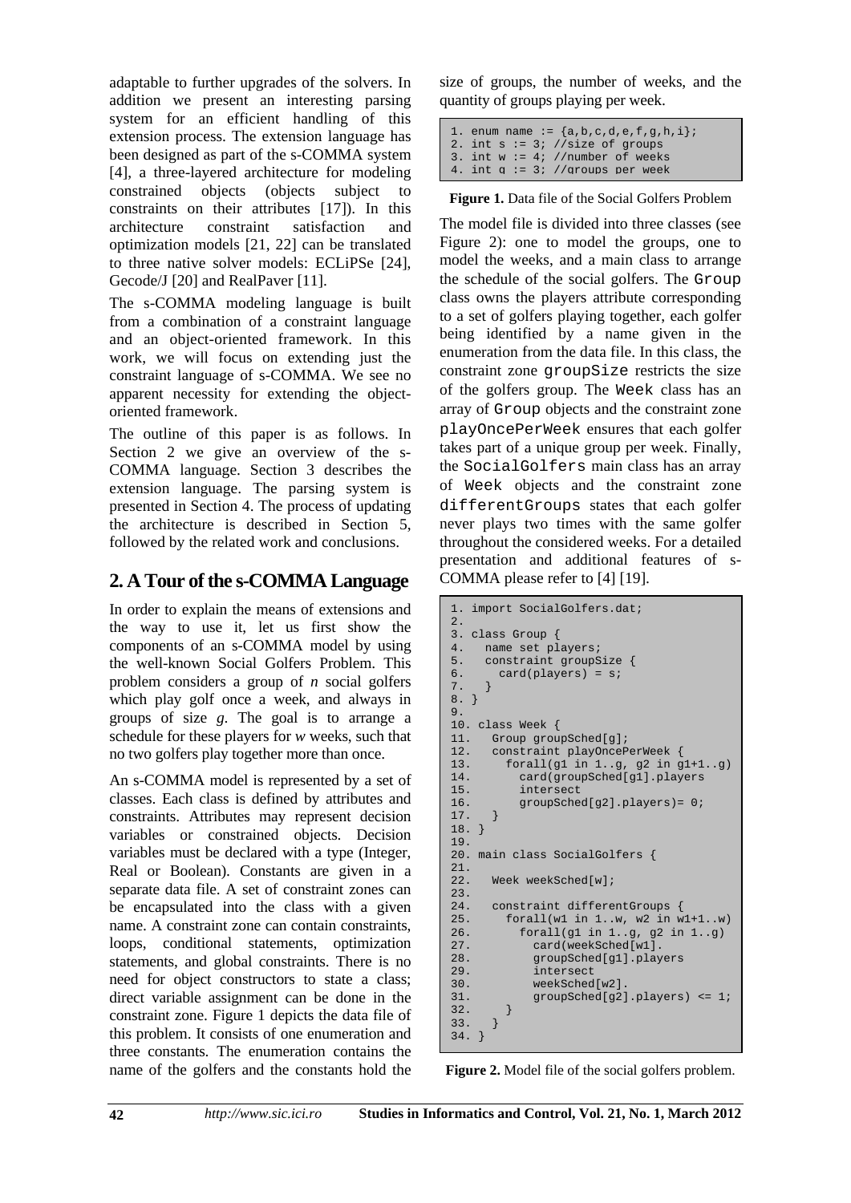adaptable to further upgrades of the solvers. In addition we present an interesting parsing system for an efficient handling of this extension process. The extension language has been designed as part of the s-COMMA system [4], a three-layered architecture for modeling constrained objects (objects subject to constraints on their attributes [17]). In this architecture constraint satisfaction and optimization models [21, 22] can be translated to three native solver models: ECLiPSe [24], Gecode/J [20] and RealPaver [11].

The s-COMMA modeling language is built from a combination of a constraint language and an object-oriented framework. In this work, we will focus on extending just the constraint language of s-COMMA. We see no apparent necessity for extending the object-oriented framework.

The outline of this paper is as follows. In Section 2 we give an overview of the s-COMMA language. Section 3 describes the extension language. The parsing system is presented in Section 4. The process of updating the architecture is described in Section 5, followed by the related work and conclusions.

## 2. A Tour of the s-COMMA Language

In order to explain the means of extensions and the way to use it, let us first show the components of an s-COMMA model by using the well-known Social Golfers Problem. This problem considers a group of *n* social golfers which play golf once a week, and always in groups of size *g*. The goal is to arrange a schedule for these players for *w* weeks, such that no two golfers play together more than once.

An s-COMMA model is represented by a set of classes. Each class is defined by attributes and constraints. Attributes may represent decision variables or constrained objects. Decision variables must be declared with a type (Integer, Real or Boolean). Constants are given in a separate data file. A set of constraint zones can be encapsulated into the class with a given name. A constraint zone can contain constraints, loops, conditional statements, optimization statements, and global constraints. There is no need for object constructors to state a class; direct variable assignment can be done in the constraint zone. Figure 1 depicts the data file of this problem. It consists of one enumeration and three constants. The enumeration contains the name of the golfers and the constants hold the size of groups, the number of weeks, and the quantity of groups playing per week.

```
1. enum name := {a,b,c,d,e,f,g,h,i};
2. int s := 3; //size of groups
3. int w := 4; //number of weeks
4. int g := 3; //groups per week
```

**Figure 1.** Data file of the Social Golfers Problem

The model file is divided into three classes (see Figure 2): one to model the groups, one to model the weeks, and a main class to arrange the schedule of the social golfers. The `Group` class owns the players attribute corresponding to a set of golfers playing together, each golfer being identified by a name given in the enumeration from the data file. In this class, the constraint zone `groupSize` restricts the size of the golfers group. The `Week` class has an array of `Group` objects and the constraint zone `playOncePerWeek` ensures that each golfer takes part of a unique group per week. Finally, the `SocialGolfers` main class has an array of `Week` objects and the constraint zone `differentGroups` states that each golfer never plays two times with the same golfer throughout the considered weeks. For a detailed presentation and additional features of s-COMMA please refer to [4] [19].

```
1. import SocialGolfers.dat;
2.
3. class Group {
4.   name set players;
5.   constraint groupSize {
6.     card(players) = s;
7.   }
8. }
9.
10. class Week {
11.   Group groupSched[g];
12.   constraint playOncePerWeek {
13.     forall(g1 in 1..g, g2 in g1+1..g)
14.       card(groupSched[g1].players
15.       intersect
16.       groupSched[g2].players)= 0;
17.   }
18. }
19.
20. main class SocialGolfers {
21.
22.   Week weekSched[w];
23.
24.   constraint differentGroups {
25.     forall(w1 in 1..w, w2 in w1+1..w)
26.       forall(g1 in 1..g, g2 in 1..g)
27.         card(weekSched[w1].
28.         groupSched[g1].players
29.         intersect
30.         weekSched[w2].
31.         groupSched[g2].players) <= 1;
32.     }
33.   }
34. }
```

**Figure 2.** Model file of the social golfers problem.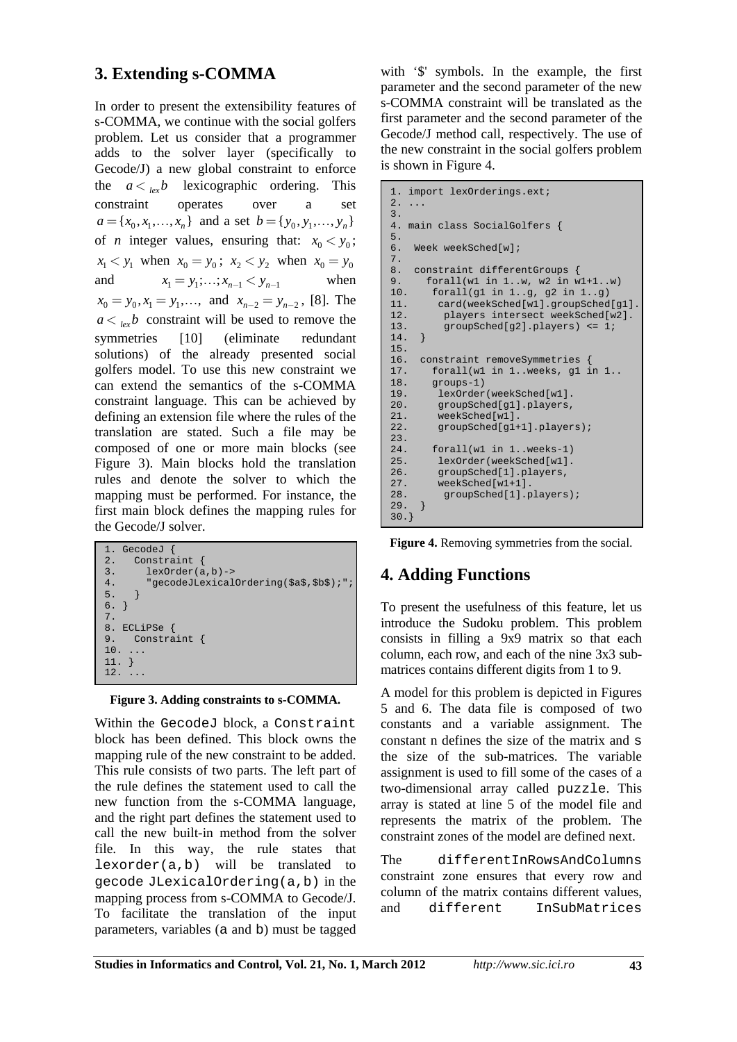## 3. Extending s-COMMA

In order to present the extensibility features of s-COMMA, we continue with the social golfers problem. Let us consider that a programmer adds to the solver layer (specifically to Gecode/J) a new global constraint to enforce the $a <_{lex} b$ lexicographic ordering. This constraint operates over a set $a = \{x_0, x_1, \ldots, x_n\}$ and a set $b = \{y_0, y_1, \ldots, y_n\}$ of $n$ integer values, ensuring that: $x_0 < y_0$; $x_1 < y_1$ when $x_0 = y_0$; $x_2 < y_2$ when $x_0 = y_0$ and $x_1 = y_1; \ldots; x_{n-1} < y_{n-1}$ when $x_0 = y_0, x_1 = y_1, \ldots,$ and $x_{n-2} = y_{n-2}$, [8]. The $a <_{lex} b$ constraint will be used to remove the symmetries [10] (eliminate redundant solutions) of the already presented social golfers model. To use this new constraint we can extend the semantics of the s-COMMA constraint language. This can be achieved by defining an extension file where the rules of the translation are stated. Such a file may be composed of one or more main blocks (see Figure 3). Main blocks hold the translation rules and denote the solver to which the mapping must be performed. For instance, the first main block defines the mapping rules for the Gecode/J solver.

```
1. GecodeJ {
2.   Constraint {
3.     lexOrder(a,b)->
4.     "gecodeJLexicalOrdering($a$,$b$);";
5.   }
6. }
7.
8. ECLiPSe {
9.   Constraint {
10. ...
11. }
12. ...
```

**Figure 3. Adding constraints to s-COMMA.**

Within the GecodeJ block, a Constraint block has been defined. This block owns the mapping rule of the new constraint to be added. This rule consists of two parts. The left part of the rule defines the statement used to call the new function from the s-COMMA language, and the right part defines the statement used to call the new built-in method from the solver file. In this way, the rule states that lexorder(a,b) will be translated to gecode JLexicalOrdering(a,b) in the mapping process from s-COMMA to Gecode/J. To facilitate the translation of the input parameters, variables (a and b) must be tagged with '$' symbols. In the example, the first parameter and the second parameter of the new s-COMMA constraint will be translated as the first parameter and the second parameter of the Gecode/J method call, respectively. The use of the new constraint in the social golfers problem is shown in Figure 4.

```
1. import lexOrderings.ext;
2. ...
3.
4. main class SocialGolfers {
5.
6.  Week weekSched[w];
7.
8.  constraint differentGroups {
9.    forall(w1 in 1..w, w2 in w1+1..w)
10.    forall(g1 in 1..g, g2 in 1..g)
11.     card(weekSched[w1].groupSched[g1].
12.      players intersect weekSched[w2].
13.      groupSched[g2].players) <= 1;
14.  }
15.
16.  constraint removeSymmetries {
17.    forall(w1 in 1..weeks, g1 in 1..
18.    groups-1)
19.     lexOrder(weekSched[w1].
20.     groupSched[g1].players,
21.     weekSched[w1].
22.     groupSched[g1+1].players);
23.
24.    forall(w1 in 1..weeks-1)
25.     lexOrder(weekSched[w1].
26.     groupSched[1].players,
27.     weekSched[w1+1].
28.      groupSched[1].players);
29.  }
30.}
```

**Figure 4.** Removing symmetries from the social.

## 4. Adding Functions

To present the usefulness of this feature, let us introduce the Sudoku problem. This problem consists in filling a 9x9 matrix so that each column, each row, and each of the nine 3x3 sub-matrices contains different digits from 1 to 9.

A model for this problem is depicted in Figures 5 and 6. The data file is composed of two constants and a variable assignment. The constant n defines the size of the matrix and s the size of the sub-matrices. The variable assignment is used to fill some of the cases of a two-dimensional array called puzzle. This array is stated at line 5 of the model file and represents the matrix of the problem. The constraint zones of the model are defined next.

The differentInRowsAndColumns constraint zone ensures that every row and column of the matrix contains different values, and different InSubMatrices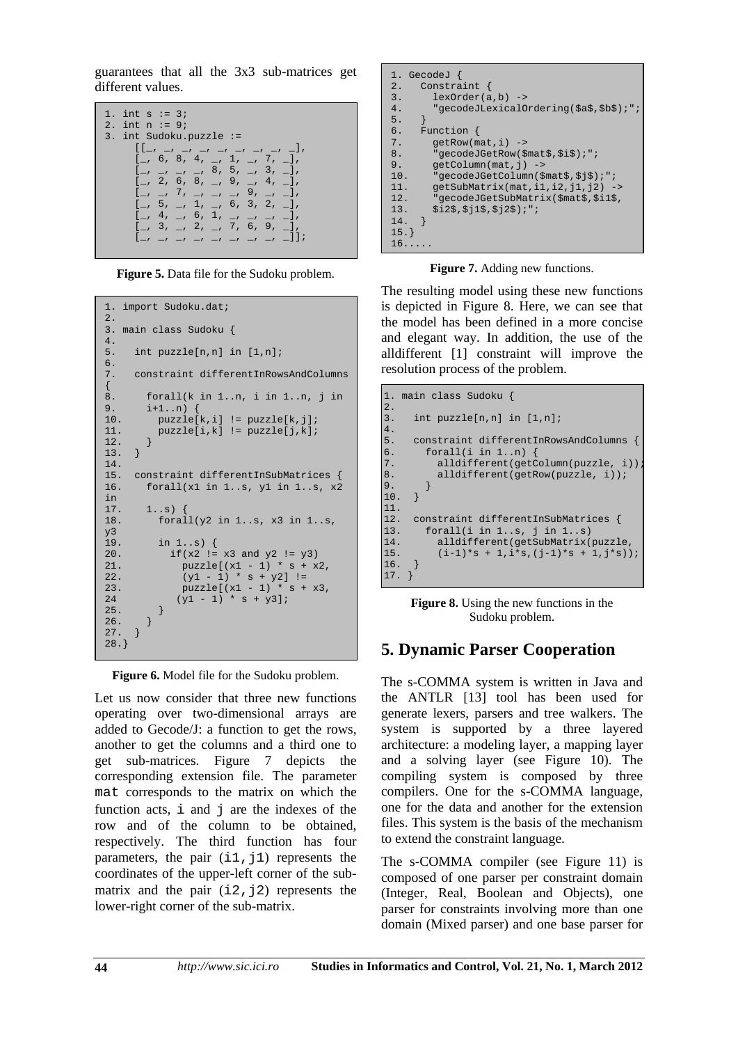guarantees that all the 3x3 sub-matrices get different values.

```
1. int s := 3;
2. int n := 9;
3. int Sudoku.puzzle :=
     [[_, _, _, _, _, _, _, _, _],
     [_, 6, 8, 4, _, 1, _, 7, _],
     [_, _, _, _, 8, 5, _, 3, _],
     [_, 2, 6, 8, _, 9, _, 4, _],
     [_, _, 7, _, _, _, 9, _, _],
     [_, 5, _, 1, _, 6, 3, 2, _],
     [_, 4, _, 6, 1, _, _, _, _],
     [_, 3, _, 2, _, 7, 6, 9, _],
     [_, _, _, _, _, _, _, _, _]];
```

**Figure 5.** Data file for the Sudoku problem.

```
1. import Sudoku.dat;
2.
3. main class Sudoku {
4.
5.   int puzzle[n,n] in [1,n];
6.
7.   constraint differentInRowsAndColumns
{
8.     forall(k in 1..n, i in 1..n, j in
9.     i+1..n) {
10.      puzzle[k,i] != puzzle[k,j];
11.      puzzle[i,k] != puzzle[j,k];
12.    }
13.  }
14.
15.  constraint differentInSubMatrices {
16.    forall(x1 in 1..s, y1 in 1..s, x2
in
17.    1..s) {
18.      forall(y2 in 1..s, x3 in 1..s,
y3
19.      in 1..s) {
20.        if(x2 != x3 and y2 != y3)
21.          puzzle[(x1 - 1) * s + x2,
22.          (y1 - 1) * s + y2] !=
23.          puzzle[(x1 - 1) * s + x3,
24         (y1 - 1) * s + y3];
25.      }
26.    }
27.  }
28.}
```

**Figure 6.** Model file for the Sudoku problem.

Let us now consider that three new functions operating over two-dimensional arrays are added to Gecode/J: a function to get the rows, another to get the columns and a third one to get sub-matrices. Figure 7 depicts the corresponding extension file. The parameter `mat` corresponds to the matrix on which the function acts, `i` and `j` are the indexes of the row and of the column to be obtained, respectively. The third function has four parameters, the pair `(i1,j1)` represents the coordinates of the upper-left corner of the sub-matrix and the pair `(i2,j2)` represents the lower-right corner of the sub-matrix.

```
1. GecodeJ {
2.   Constraint {
3.     lexOrder(a,b) ->
4.     "gecodeJLexicalOrdering($a$,$b$);";
5.   }
6.   Function {
7.     getRow(mat,i) ->
8.     "gecodeJGetRow($mat$,$i$);";
9.     getColumn(mat,j) ->
10.    "gecodeJGetColumn($mat$,$j$);";
11.    getSubMatrix(mat,i1,i2,j1,j2) ->
12.    "gecodeJGetSubMatrix($mat$,$i1$,
13.    $i2$,$j1$,$j2$);";
14.  }
15.}
16.....
```

**Figure 7.** Adding new functions.

The resulting model using these new functions is depicted in Figure 8. Here, we can see that the model has been defined in a more concise and elegant way. In addition, the use of the alldifferent [1] constraint will improve the resolution process of the problem.

```
1. main class Sudoku {
2.
3.   int puzzle[n,n] in [1,n];
4.
5.   constraint differentInRowsAndColumns {
6.     forall(i in 1..n) {
7.       alldifferent(getColumn(puzzle, i));
8.       alldifferent(getRow(puzzle, i));
9.     }
10.  }
11.
12.  constraint differentInSubMatrices {
13.    forall(i in 1..s, j in 1..s)
14.      alldifferent(getSubMatrix(puzzle,
15.      (i-1)*s + 1,i*s,(j-1)*s + 1,j*s));
16.  }
17. }
```

**Figure 8.** Using the new functions in the Sudoku problem.

## 5. Dynamic Parser Cooperation

The s-COMMA system is written in Java and the ANTLR [13] tool has been used for generate lexers, parsers and tree walkers. The system is supported by a three layered architecture: a modeling layer, a mapping layer and a solving layer (see Figure 10). The compiling system is composed by three compilers. One for the s-COMMA language, one for the data and another for the extension files. This system is the basis of the mechanism to extend the constraint language.

The s-COMMA compiler (see Figure 11) is composed of one parser per constraint domain (Integer, Real, Boolean and Objects), one parser for constraints involving more than one domain (Mixed parser) and one base parser for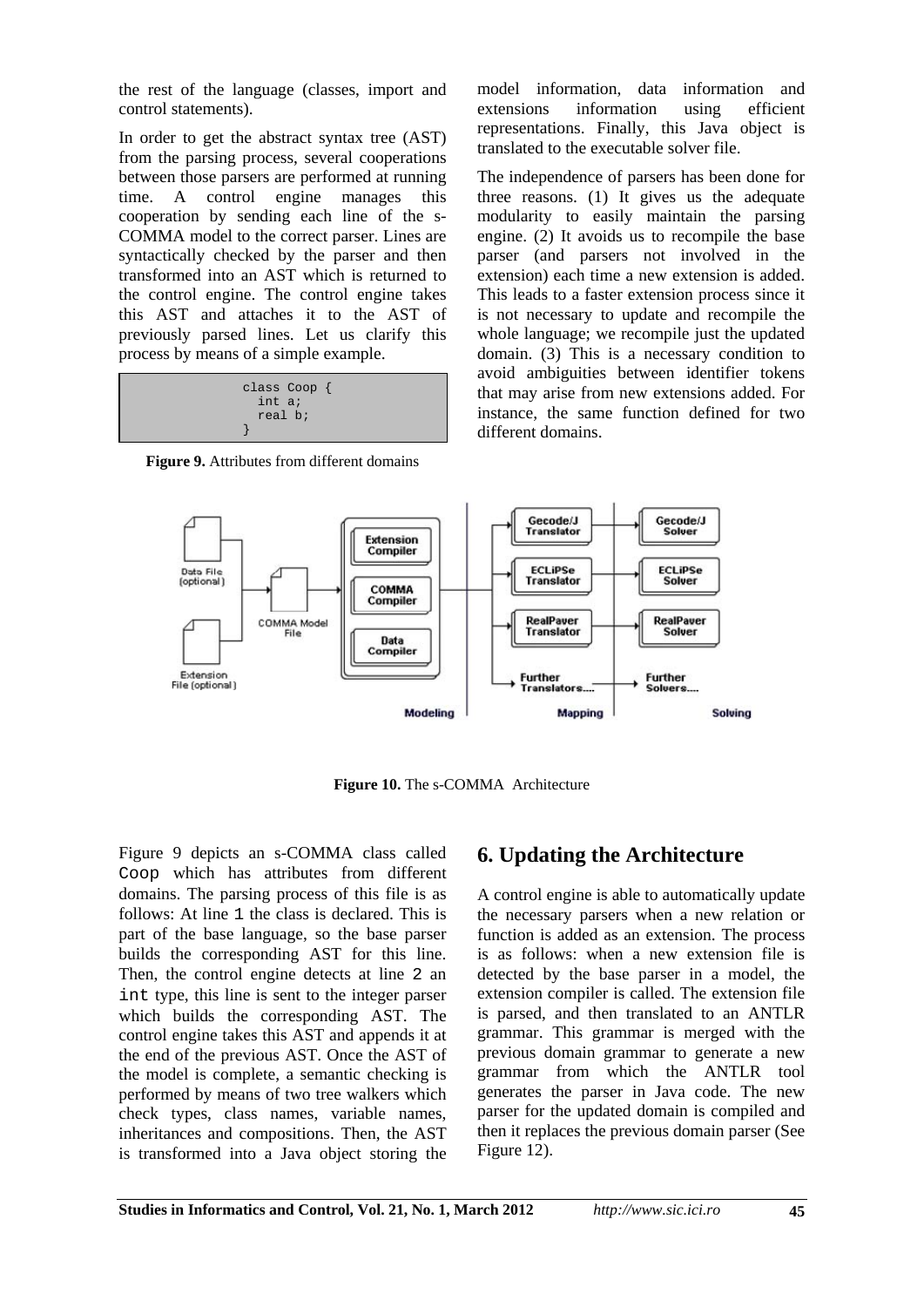the rest of the language (classes, import and control statements).

In order to get the abstract syntax tree (AST) from the parsing process, several cooperations between those parsers are performed at running time. A control engine manages this cooperation by sending each line of the s-COMMA model to the correct parser. Lines are syntactically checked by the parser and then transformed into an AST which is returned to the control engine. The control engine takes this AST and attaches it to the AST of previously parsed lines. Let us clarify this process by means of a simple example.

```
class Coop {
  int a;
  real b;
}
```

**Figure 9.** Attributes from different domains

Figure 9 depicts an s-COMMA class called Coop which has attributes from different domains. The parsing process of this file is as follows: At line 1 the class is declared. This is part of the base language, so the base parser builds the corresponding AST for this line. Then, the control engine detects at line 2 an int type, this line is sent to the integer parser which builds the corresponding AST. The control engine takes this AST and appends it at the end of the previous AST. Once the AST of the model is complete, a semantic checking is performed by means of two tree walkers which check types, class names, variable names, inheritances and compositions. Then, the AST is transformed into a Java object storing the model information, data information and extensions information using efficient representations. Finally, this Java object is translated to the executable solver file.

The independence of parsers has been done for three reasons. (1) It gives us the adequate modularity to easily maintain the parsing engine. (2) It avoids us to recompile the base parser (and parsers not involved in the extension) each time a new extension is added. This leads to a faster extension process since it is not necessary to update and recompile the whole language; we recompile just the updated domain. (3) This is a necessary condition to avoid ambiguities between identifier tokens that may arise from new extensions added. For instance, the same function defined for two different domains.

**Figure 10.** The s-COMMA Architecture

## 6. Updating the Architecture

A control engine is able to automatically update the necessary parsers when a new relation or function is added as an extension. The process is as follows: when a new extension file is detected by the base parser in a model, the extension compiler is called. The extension file is parsed, and then translated to an ANTLR grammar. This grammar is merged with the previous domain grammar to generate a new grammar from which the ANTLR tool generates the parser in Java code. The new parser for the updated domain is compiled and then it replaces the previous domain parser (See Figure 12).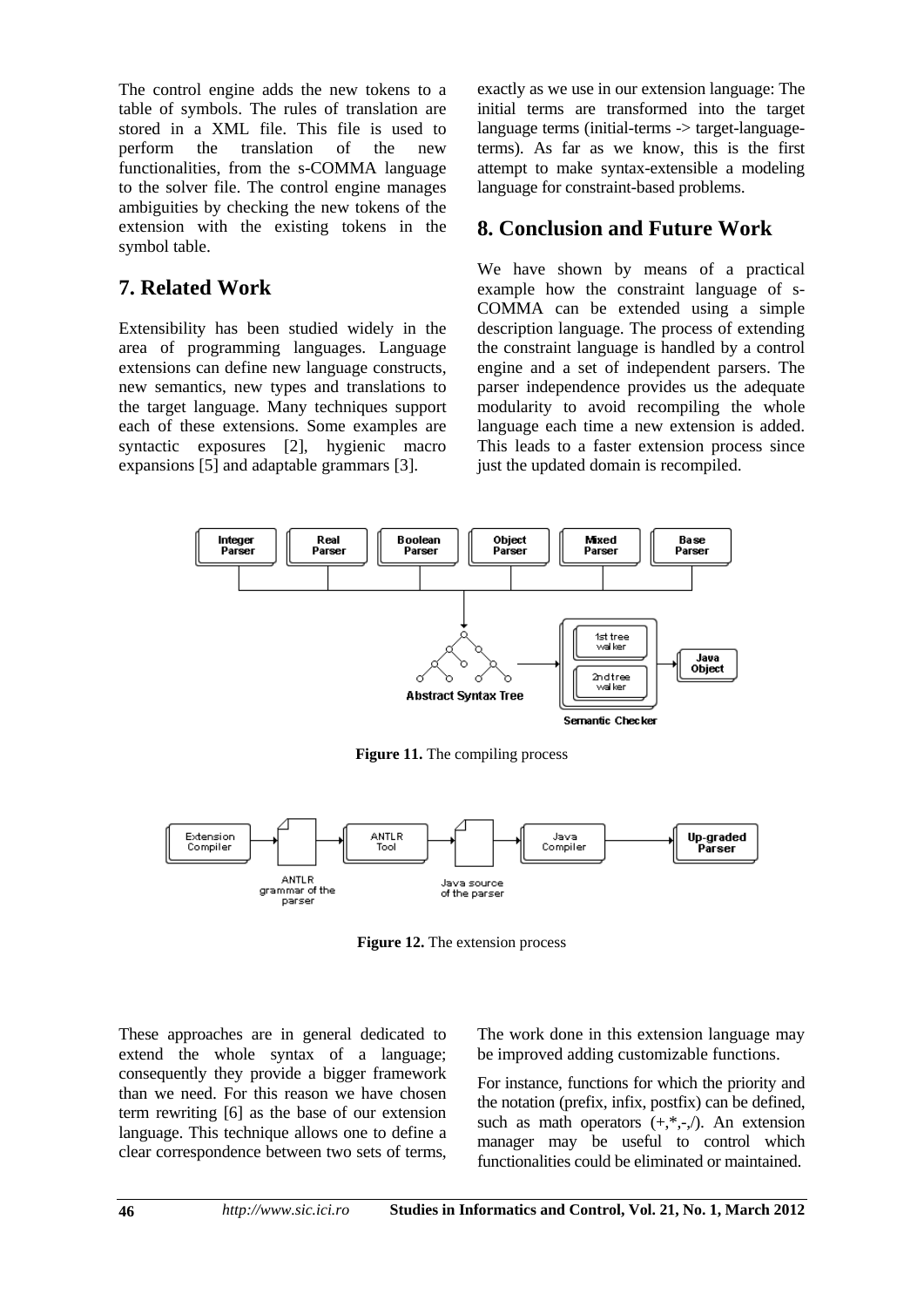The control engine adds the new tokens to a table of symbols. The rules of translation are stored in a XML file. This file is used to perform the translation of the new functionalities, from the s-COMMA language to the solver file. The control engine manages ambiguities by checking the new tokens of the extension with the existing tokens in the symbol table.

## 7. Related Work

Extensibility has been studied widely in the area of programming languages. Language extensions can define new language constructs, new semantics, new types and translations to the target language. Many techniques support each of these extensions. Some examples are syntactic exposures [2], hygienic macro expansions [5] and adaptable grammars [3].

These approaches are in general dedicated to extend the whole syntax of a language; consequently they provide a bigger framework than we need. For this reason we have chosen term rewriting [6] as the base of our extension language. This technique allows one to define a clear correspondence between two sets of terms, exactly as we use in our extension language: The initial terms are transformed into the target language terms (initial-terms -> target-language-terms). As far as we know, this is the first attempt to make syntax-extensible a modeling language for constraint-based problems.

## 8. Conclusion and Future Work

We have shown by means of a practical example how the constraint language of s-COMMA can be extended using a simple description language. The process of extending the constraint language is handled by a control engine and a set of independent parsers. The parser independence provides us the adequate modularity to avoid recompiling the whole language each time a new extension is added. This leads to a faster extension process since just the updated domain is recompiled.

**Figure 11.** The compiling process

**Figure 12.** The extension process

The work done in this extension language may be improved adding customizable functions.

For instance, functions for which the priority and the notation (prefix, infix, postfix) can be defined, such as math operators (+,*,-,/). An extension manager may be useful to control which functionalities could be eliminated or maintained.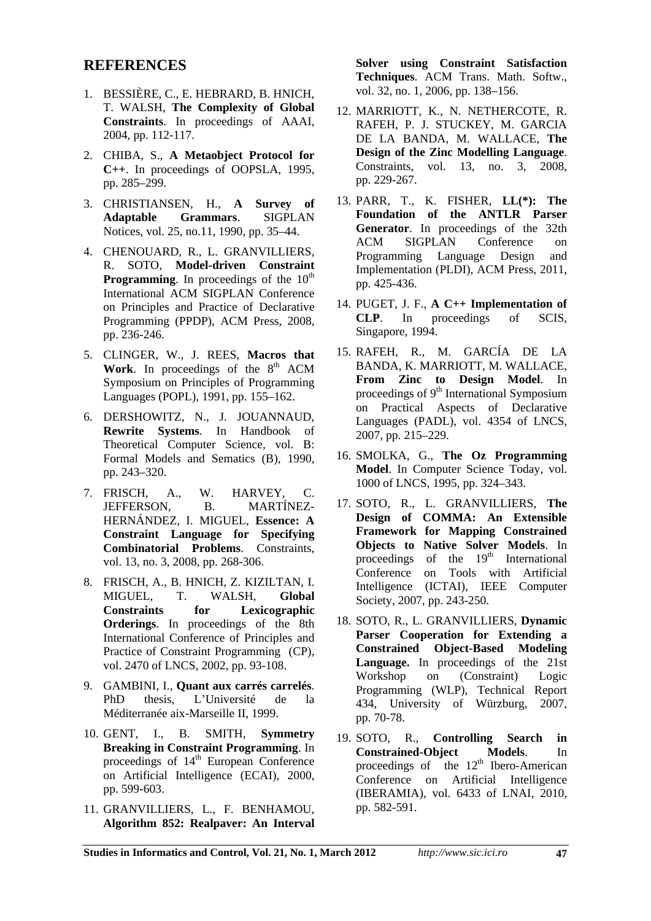## REFERENCES

1. BESSIÈRE, C., E. HEBRARD, B. HNICH, T. WALSH, **The Complexity of Global Constraints**. In proceedings of AAAI, 2004, pp. 112-117.

2. CHIBA, S., **A Metaobject Protocol for C++**. In proceedings of OOPSLA, 1995, pp. 285–299.

3. CHRISTIANSEN, H., **A Survey of Adaptable Grammars**. SIGPLAN Notices, vol. 25, no.11, 1990, pp. 35–44.

4. CHENOUARD, R., L. GRANVILLIERS, R. SOTO, **Model-driven Constraint Programming**. In proceedings of the 10th International ACM SIGPLAN Conference on Principles and Practice of Declarative Programming (PPDP), ACM Press, 2008, pp. 236-246.

5. CLINGER, W., J. REES, **Macros that Work**. In proceedings of the 8th ACM Symposium on Principles of Programming Languages (POPL), 1991, pp. 155–162.

6. DERSHOWITZ, N., J. JOUANNAUD, **Rewrite Systems**. In Handbook of Theoretical Computer Science, vol. B: Formal Models and Sematics (B), 1990, pp. 243–320.

7. FRISCH, A., W. HARVEY, C. JEFFERSON, B. MARTÍNEZ-HERNÁNDEZ, I. MIGUEL, **Essence: A Constraint Language for Specifying Combinatorial Problems**. Constraints, vol. 13, no. 3, 2008, pp. 268-306.

8. FRISCH, A., B. HNICH, Z. KIZILTAN, I. MIGUEL, T. WALSH, **Global Constraints for Lexicographic Orderings**. In proceedings of the 8th International Conference of Principles and Practice of Constraint Programming (CP), vol. 2470 of LNCS, 2002, pp. 93-108.

9. GAMBINI, I., **Quant aux carrés carrelés**. PhD thesis, L'Université de la Méditerranée aix-Marseille II, 1999.

10. GENT, I., B. SMITH, **Symmetry Breaking in Constraint Programming**. In proceedings of 14th European Conference on Artificial Intelligence (ECAI), 2000, pp. 599-603.

11. GRANVILLIERS, L., F. BENHAMOU, **Algorithm 852: Realpaver: An Interval Solver using Constraint Satisfaction Techniques**. ACM Trans. Math. Softw., vol. 32, no. 1, 2006, pp. 138–156.

12. MARRIOTT, K., N. NETHERCOTE, R. RAFEH, P. J. STUCKEY, M. GARCIA DE LA BANDA, M. WALLACE, **The Design of the Zinc Modelling Language**. Constraints, vol. 13, no. 3, 2008, pp. 229-267.

13. PARR, T., K. FISHER, **LL(\*): The Foundation of the ANTLR Parser Generator**. In proceedings of the 32th ACM SIGPLAN Conference on Programming Language Design and Implementation (PLDI), ACM Press, 2011, pp. 425-436.

14. PUGET, J. F., **A C++ Implementation of CLP**. In proceedings of SCIS, Singapore, 1994.

15. RAFEH, R., M. GARCÍA DE LA BANDA, K. MARRIOTT, M. WALLACE, **From Zinc to Design Model**. In proceedings of 9th International Symposium on Practical Aspects of Declarative Languages (PADL), vol. 4354 of LNCS, 2007, pp. 215–229.

16. SMOLKA, G., **The Oz Programming Model**. In Computer Science Today, vol. 1000 of LNCS, 1995, pp. 324–343.

17. SOTO, R., L. GRANVILLIERS, **The Design of COMMA: An Extensible Framework for Mapping Constrained Objects to Native Solver Models**. In proceedings of the 19th International Conference on Tools with Artificial Intelligence (ICTAI), IEEE Computer Society, 2007, pp. 243-250.

18. SOTO, R., L. GRANVILLIERS, **Dynamic Parser Cooperation for Extending a Constrained Object-Based Modeling Language.** In proceedings of the 21st Workshop on (Constraint) Logic Programming (WLP), Technical Report 434, University of Würzburg, 2007, pp. 70-78.

19. SOTO, R., **Controlling Search in Constrained-Object Models**. In proceedings of the 12th Ibero-American Conference on Artificial Intelligence (IBERAMIA), vol. 6433 of LNAI, 2010, pp. 582-591.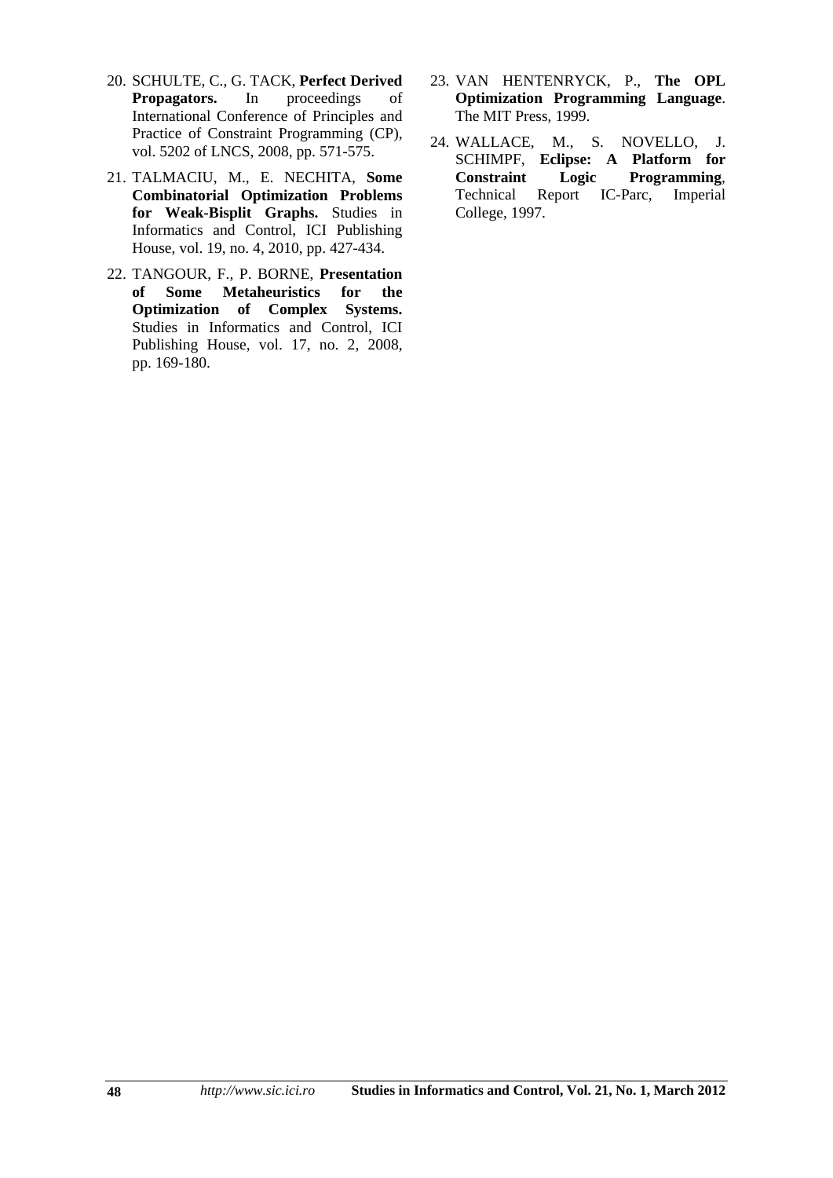20. SCHULTE, C., G. TACK, **Perfect Derived Propagators.** In proceedings of International Conference of Principles and Practice of Constraint Programming (CP), vol. 5202 of LNCS, 2008, pp. 571-575.

21. TALMACIU, M., E. NECHITA, **Some Combinatorial Optimization Problems for Weak-Bisplit Graphs.** Studies in Informatics and Control, ICI Publishing House, vol. 19, no. 4, 2010, pp. 427-434.

22. TANGOUR, F., P. BORNE, **Presentation of Some Metaheuristics for the Optimization of Complex Systems.** Studies in Informatics and Control, ICI Publishing House, vol. 17, no. 2, 2008, pp. 169-180.

23. VAN HENTENRYCK, P., **The OPL Optimization Programming Language**. The MIT Press, 1999.

24. WALLACE, M., S. NOVELLO, J. SCHIMPF, **Eclipse: A Platform for Constraint Logic Programming**, Technical Report IC-Parc, Imperial College, 1997.